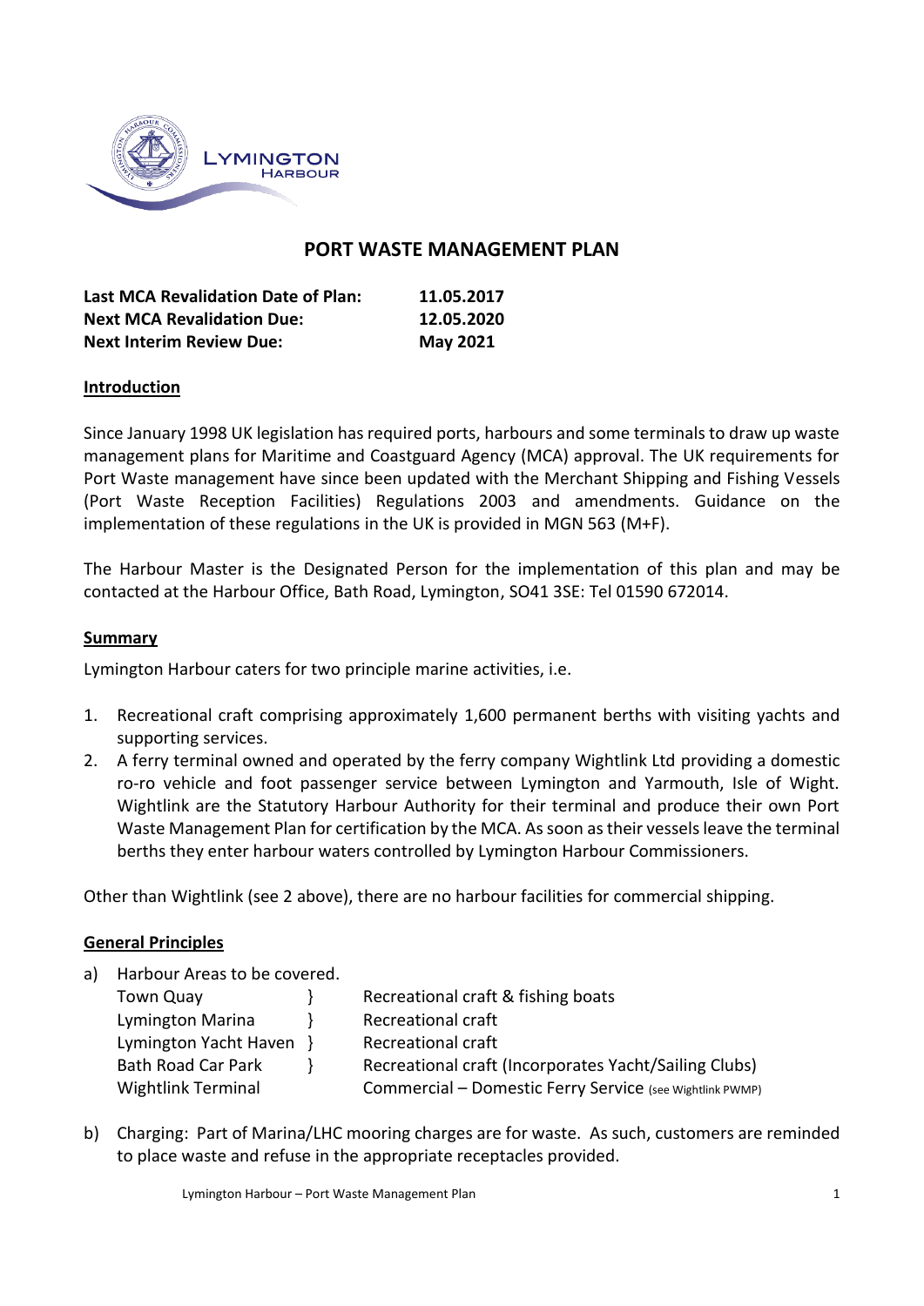# PORT WASTE MANAGEMENT PLAN

| | |
|---|---|
| **Last MCA Revalidation Date of Plan:** | **11.05.2017** |
| **Next MCA Revalidation Due:** | **12.05.2020** |
| **Next Interim Review Due:** | **May 2021** |

## Introduction

Since January 1998 UK legislation has required ports, harbours and some terminals to draw up waste management plans for Maritime and Coastguard Agency (MCA) approval. The UK requirements for Port Waste management have since been updated with the Merchant Shipping and Fishing Vessels (Port Waste Reception Facilities) Regulations 2003 and amendments. Guidance on the implementation of these regulations in the UK is provided in MGN 563 (M+F).

The Harbour Master is the Designated Person for the implementation of this plan and may be contacted at the Harbour Office, Bath Road, Lymington, SO41 3SE: Tel 01590 672014.

## Summary

Lymington Harbour caters for two principle marine activities, i.e.

1. Recreational craft comprising approximately 1,600 permanent berths with visiting yachts and supporting services.
2. A ferry terminal owned and operated by the ferry company Wightlink Ltd providing a domestic ro-ro vehicle and foot passenger service between Lymington and Yarmouth, Isle of Wight. Wightlink are the Statutory Harbour Authority for their terminal and produce their own Port Waste Management Plan for certification by the MCA. As soon as their vessels leave the terminal berths they enter harbour waters controlled by Lymington Harbour Commissioners.

Other than Wightlink (see 2 above), there are no harbour facilities for commercial shipping.

## General Principles

a) Harbour Areas to be covered.

| | | |
|---|---|---|
| Town Quay | } | Recreational craft & fishing boats |
| Lymington Marina | } | Recreational craft |
| Lymington Yacht Haven | } | Recreational craft |
| Bath Road Car Park | } | Recreational craft (Incorporates Yacht/Sailing Clubs) |
| Wightlink Terminal | | Commercial – Domestic Ferry Service (see Wightlink PWMP) |

b) Charging: Part of Marina/LHC mooring charges are for waste. As such, customers are reminded to place waste and refuse in the appropriate receptacles provided.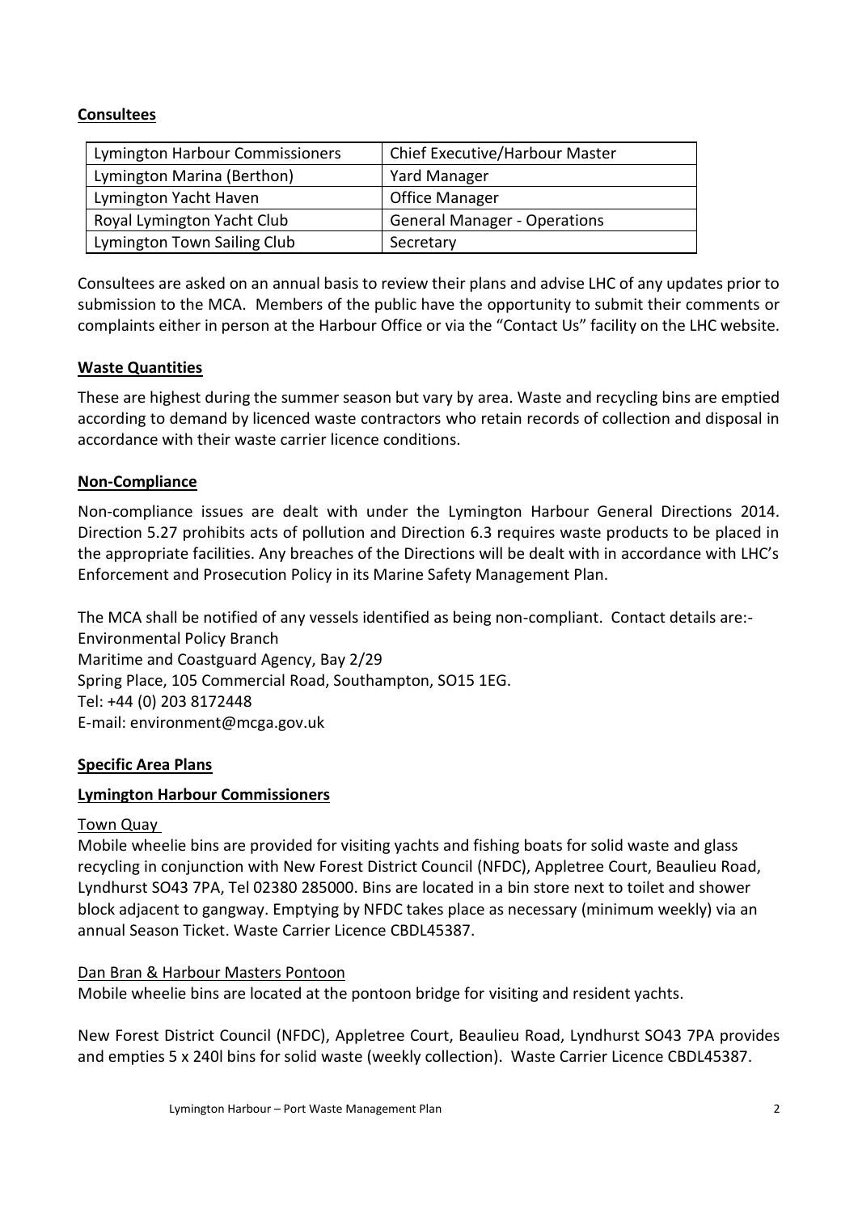## Consultees

| Lymington Harbour Commissioners | Chief Executive/Harbour Master |
|---|---|
| Lymington Marina (Berthon) | Yard Manager |
| Lymington Yacht Haven | Office Manager |
| Royal Lymington Yacht Club | General Manager - Operations |
| Lymington Town Sailing Club | Secretary |

Consultees are asked on an annual basis to review their plans and advise LHC of any updates prior to submission to the MCA. Members of the public have the opportunity to submit their comments or complaints either in person at the Harbour Office or via the "Contact Us" facility on the LHC website.

## Waste Quantities

These are highest during the summer season but vary by area. Waste and recycling bins are emptied according to demand by licenced waste contractors who retain records of collection and disposal in accordance with their waste carrier licence conditions.

## Non-Compliance

Non-compliance issues are dealt with under the Lymington Harbour General Directions 2014. Direction 5.27 prohibits acts of pollution and Direction 6.3 requires waste products to be placed in the appropriate facilities. Any breaches of the Directions will be dealt with in accordance with LHC's Enforcement and Prosecution Policy in its Marine Safety Management Plan.

The MCA shall be notified of any vessels identified as being non-compliant. Contact details are:-
Environmental Policy Branch
Maritime and Coastguard Agency, Bay 2/29
Spring Place, 105 Commercial Road, Southampton, SO15 1EG.
Tel: +44 (0) 203 8172448
E-mail: environment@mcga.gov.uk

## Specific Area Plans

### Lymington Harbour Commissioners

Town Quay

Mobile wheelie bins are provided for visiting yachts and fishing boats for solid waste and glass recycling in conjunction with New Forest District Council (NFDC), Appletree Court, Beaulieu Road, Lyndhurst SO43 7PA, Tel 02380 285000. Bins are located in a bin store next to toilet and shower block adjacent to gangway. Emptying by NFDC takes place as necessary (minimum weekly) via an annual Season Ticket. Waste Carrier Licence CBDL45387.

Dan Bran & Harbour Masters Pontoon

Mobile wheelie bins are located at the pontoon bridge for visiting and resident yachts.

New Forest District Council (NFDC), Appletree Court, Beaulieu Road, Lyndhurst SO43 7PA provides and empties 5 x 240l bins for solid waste (weekly collection). Waste Carrier Licence CBDL45387.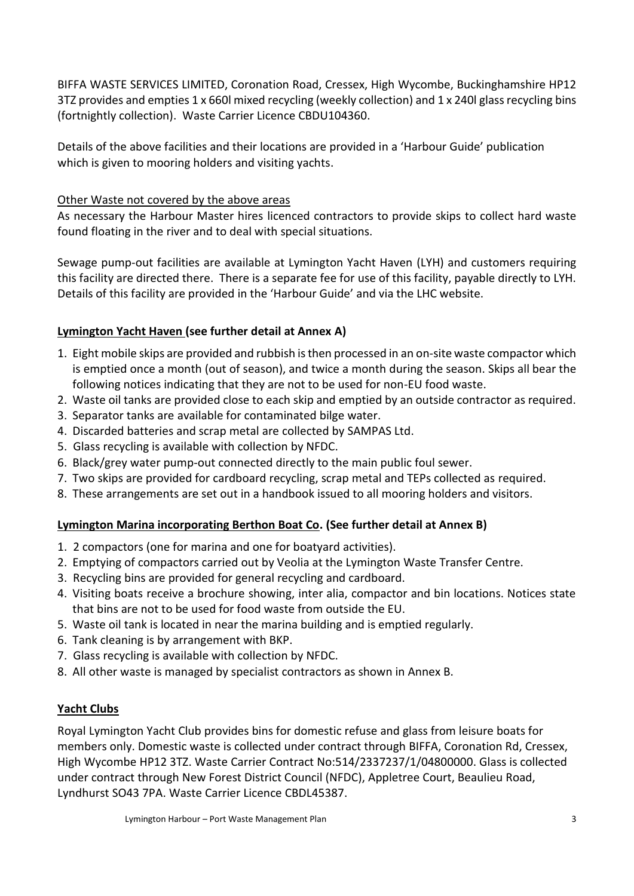BIFFA WASTE SERVICES LIMITED, Coronation Road, Cressex, High Wycombe, Buckinghamshire HP12 3TZ provides and empties 1 x 660l mixed recycling (weekly collection) and 1 x 240l glass recycling bins (fortnightly collection). Waste Carrier Licence CBDU104360.

Details of the above facilities and their locations are provided in a 'Harbour Guide' publication which is given to mooring holders and visiting yachts.

<u>Other Waste not covered by the above areas</u>

As necessary the Harbour Master hires licenced contractors to provide skips to collect hard waste found floating in the river and to deal with special situations.

Sewage pump-out facilities are available at Lymington Yacht Haven (LYH) and customers requiring this facility are directed there. There is a separate fee for use of this facility, payable directly to LYH. Details of this facility are provided in the 'Harbour Guide' and via the LHC website.

**<u>Lymington Yacht Haven</u> (see further detail at Annex A)**

1. Eight mobile skips are provided and rubbish is then processed in an on-site waste compactor which is emptied once a month (out of season), and twice a month during the season. Skips all bear the following notices indicating that they are not to be used for non-EU food waste.
2. Waste oil tanks are provided close to each skip and emptied by an outside contractor as required.
3. Separator tanks are available for contaminated bilge water.
4. Discarded batteries and scrap metal are collected by SAMPAS Ltd.
5. Glass recycling is available with collection by NFDC.
6. Black/grey water pump-out connected directly to the main public foul sewer.
7. Two skips are provided for cardboard recycling, scrap metal and TEPs collected as required.
8. These arrangements are set out in a handbook issued to all mooring holders and visitors.

**<u>Lymington Marina incorporating Berthon Boat Co</u>. (See further detail at Annex B)**

1. 2 compactors (one for marina and one for boatyard activities).
2. Emptying of compactors carried out by Veolia at the Lymington Waste Transfer Centre.
3. Recycling bins are provided for general recycling and cardboard.
4. Visiting boats receive a brochure showing, inter alia, compactor and bin locations. Notices state that bins are not to be used for food waste from outside the EU.
5. Waste oil tank is located in near the marina building and is emptied regularly.
6. Tank cleaning is by arrangement with BKP.
7. Glass recycling is available with collection by NFDC.
8. All other waste is managed by specialist contractors as shown in Annex B.

**<u>Yacht Clubs</u>**

Royal Lymington Yacht Club provides bins for domestic refuse and glass from leisure boats for members only. Domestic waste is collected under contract through BIFFA, Coronation Rd, Cressex, High Wycombe HP12 3TZ. Waste Carrier Contract No:514/2337237/1/04800000. Glass is collected under contract through New Forest District Council (NFDC), Appletree Court, Beaulieu Road, Lyndhurst SO43 7PA. Waste Carrier Licence CBDL45387.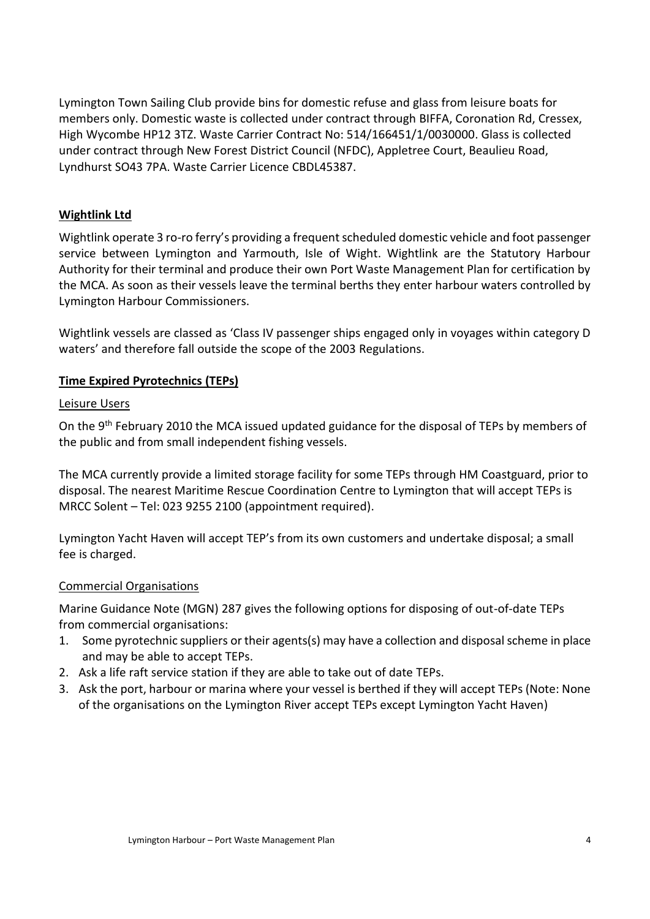Lymington Town Sailing Club provide bins for domestic refuse and glass from leisure boats for members only. Domestic waste is collected under contract through BIFFA, Coronation Rd, Cressex, High Wycombe HP12 3TZ. Waste Carrier Contract No: 514/166451/1/0030000. Glass is collected under contract through New Forest District Council (NFDC), Appletree Court, Beaulieu Road, Lyndhurst SO43 7PA. Waste Carrier Licence CBDL45387.

**Wightlink Ltd**

Wightlink operate 3 ro-ro ferry's providing a frequent scheduled domestic vehicle and foot passenger service between Lymington and Yarmouth, Isle of Wight. Wightlink are the Statutory Harbour Authority for their terminal and produce their own Port Waste Management Plan for certification by the MCA. As soon as their vessels leave the terminal berths they enter harbour waters controlled by Lymington Harbour Commissioners.

Wightlink vessels are classed as 'Class IV passenger ships engaged only in voyages within category D waters' and therefore fall outside the scope of the 2003 Regulations.

**Time Expired Pyrotechnics (TEPs)**

Leisure Users

On the 9th February 2010 the MCA issued updated guidance for the disposal of TEPs by members of the public and from small independent fishing vessels.

The MCA currently provide a limited storage facility for some TEPs through HM Coastguard, prior to disposal. The nearest Maritime Rescue Coordination Centre to Lymington that will accept TEPs is MRCC Solent – Tel: 023 9255 2100 (appointment required).

Lymington Yacht Haven will accept TEP's from its own customers and undertake disposal; a small fee is charged.

Commercial Organisations

Marine Guidance Note (MGN) 287 gives the following options for disposing of out-of-date TEPs from commercial organisations:

1. Some pyrotechnic suppliers or their agents(s) may have a collection and disposal scheme in place and may be able to accept TEPs.
2. Ask a life raft service station if they are able to take out of date TEPs.
3. Ask the port, harbour or marina where your vessel is berthed if they will accept TEPs (Note: None of the organisations on the Lymington River accept TEPs except Lymington Yacht Haven)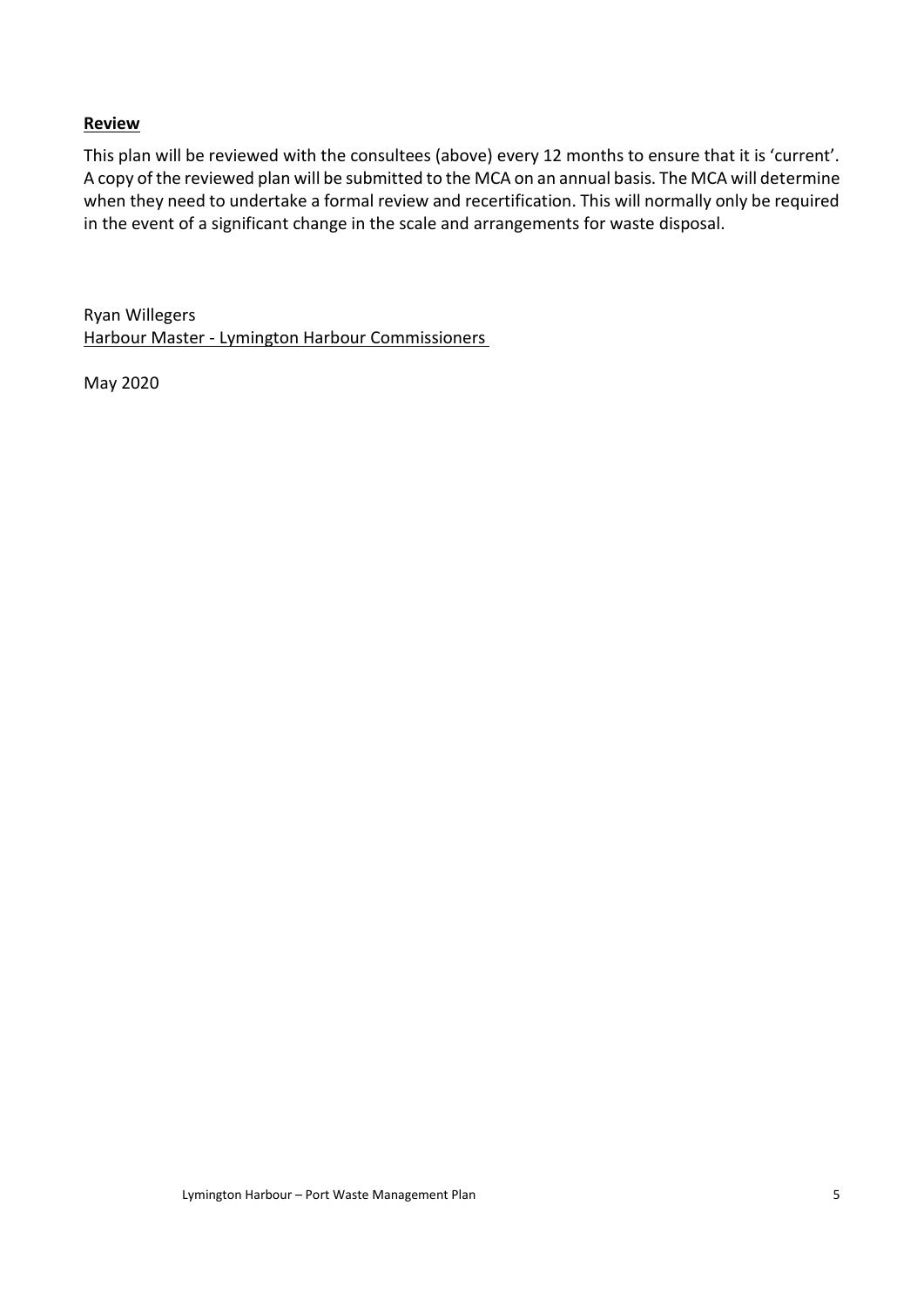**Review**

This plan will be reviewed with the consultees (above) every 12 months to ensure that it is 'current'. A copy of the reviewed plan will be submitted to the MCA on an annual basis. The MCA will determine when they need to undertake a formal review and recertification. This will normally only be required in the event of a significant change in the scale and arrangements for waste disposal.

Ryan Willegers
Harbour Master - Lymington Harbour Commissioners

May 2020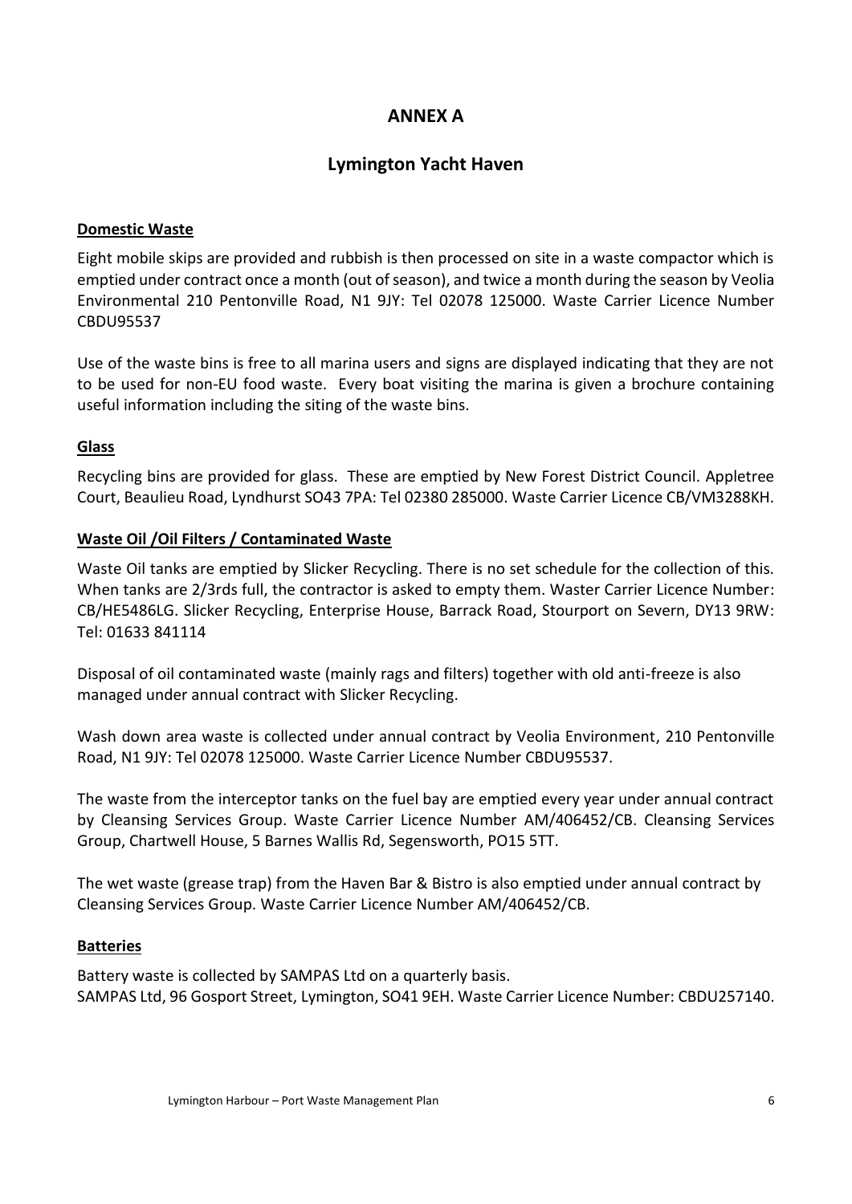# ANNEX A

## Lymington Yacht Haven

**Domestic Waste**

Eight mobile skips are provided and rubbish is then processed on site in a waste compactor which is emptied under contract once a month (out of season), and twice a month during the season by Veolia Environmental 210 Pentonville Road, N1 9JY: Tel 02078 125000. Waste Carrier Licence Number CBDU95537

Use of the waste bins is free to all marina users and signs are displayed indicating that they are not to be used for non-EU food waste. Every boat visiting the marina is given a brochure containing useful information including the siting of the waste bins.

**Glass**

Recycling bins are provided for glass. These are emptied by New Forest District Council. Appletree Court, Beaulieu Road, Lyndhurst SO43 7PA: Tel 02380 285000. Waste Carrier Licence CB/VM3288KH.

**Waste Oil /Oil Filters / Contaminated Waste**

Waste Oil tanks are emptied by Slicker Recycling. There is no set schedule for the collection of this. When tanks are 2/3rds full, the contractor is asked to empty them. Waster Carrier Licence Number: CB/HE5486LG. Slicker Recycling, Enterprise House, Barrack Road, Stourport on Severn, DY13 9RW: Tel: 01633 841114

Disposal of oil contaminated waste (mainly rags and filters) together with old anti-freeze is also managed under annual contract with Slicker Recycling.

Wash down area waste is collected under annual contract by Veolia Environment, 210 Pentonville Road, N1 9JY: Tel 02078 125000. Waste Carrier Licence Number CBDU95537.

The waste from the interceptor tanks on the fuel bay are emptied every year under annual contract by Cleansing Services Group. Waste Carrier Licence Number AM/406452/CB. Cleansing Services Group, Chartwell House, 5 Barnes Wallis Rd, Segensworth, PO15 5TT.

The wet waste (grease trap) from the Haven Bar & Bistro is also emptied under annual contract by Cleansing Services Group. Waste Carrier Licence Number AM/406452/CB.

**Batteries**

Battery waste is collected by SAMPAS Ltd on a quarterly basis.
SAMPAS Ltd, 96 Gosport Street, Lymington, SO41 9EH. Waste Carrier Licence Number: CBDU257140.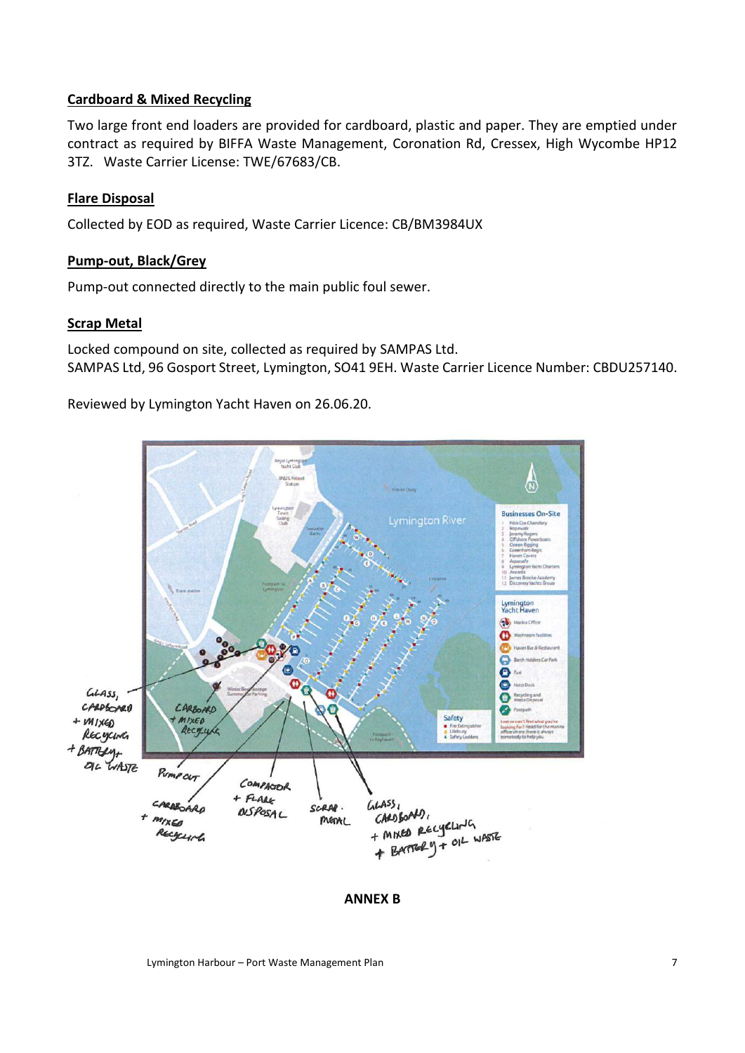## Cardboard & Mixed Recycling

Two large front end loaders are provided for cardboard, plastic and paper. They are emptied under contract as required by BIFFA Waste Management, Coronation Rd, Cressex, High Wycombe HP12 3TZ. Waste Carrier License: TWE/67683/CB.

## Flare Disposal

Collected by EOD as required, Waste Carrier Licence: CB/BM3984UX

## Pump-out, Black/Grey

Pump-out connected directly to the main public foul sewer.

## Scrap Metal

Locked compound on site, collected as required by SAMPAS Ltd.
SAMPAS Ltd, 96 Gosport Street, Lymington, SO41 9EH. Waste Carrier Licence Number: CBDU257140.

Reviewed by Lymington Yacht Haven on 26.06.20.

**ANNEX B**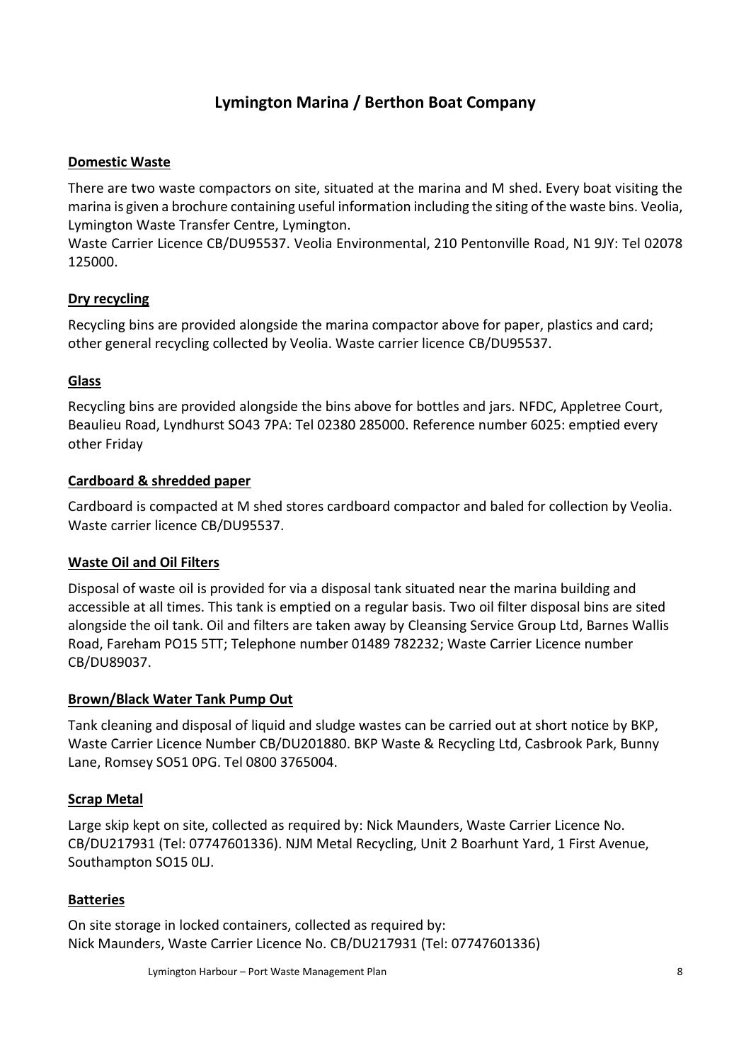## Lymington Marina / Berthon Boat Company

### Domestic Waste

There are two waste compactors on site, situated at the marina and M shed. Every boat visiting the marina is given a brochure containing useful information including the siting of the waste bins. Veolia, Lymington Waste Transfer Centre, Lymington.

Waste Carrier Licence CB/DU95537. Veolia Environmental, 210 Pentonville Road, N1 9JY: Tel 02078 125000.

### Dry recycling

Recycling bins are provided alongside the marina compactor above for paper, plastics and card; other general recycling collected by Veolia. Waste carrier licence CB/DU95537.

### Glass

Recycling bins are provided alongside the bins above for bottles and jars. NFDC, Appletree Court, Beaulieu Road, Lyndhurst SO43 7PA: Tel 02380 285000. Reference number 6025: emptied every other Friday

### Cardboard & shredded paper

Cardboard is compacted at M shed stores cardboard compactor and baled for collection by Veolia. Waste carrier licence CB/DU95537.

### Waste Oil and Oil Filters

Disposal of waste oil is provided for via a disposal tank situated near the marina building and accessible at all times. This tank is emptied on a regular basis. Two oil filter disposal bins are sited alongside the oil tank. Oil and filters are taken away by Cleansing Service Group Ltd, Barnes Wallis Road, Fareham PO15 5TT; Telephone number 01489 782232; Waste Carrier Licence number CB/DU89037.

### Brown/Black Water Tank Pump Out

Tank cleaning and disposal of liquid and sludge wastes can be carried out at short notice by BKP, Waste Carrier Licence Number CB/DU201880. BKP Waste & Recycling Ltd, Casbrook Park, Bunny Lane, Romsey SO51 0PG. Tel 0800 3765004.

### Scrap Metal

Large skip kept on site, collected as required by: Nick Maunders, Waste Carrier Licence No. CB/DU217931 (Tel: 07747601336). NJM Metal Recycling, Unit 2 Boarhunt Yard, 1 First Avenue, Southampton SO15 0LJ.

### Batteries

On site storage in locked containers, collected as required by:
Nick Maunders, Waste Carrier Licence No. CB/DU217931 (Tel: 07747601336)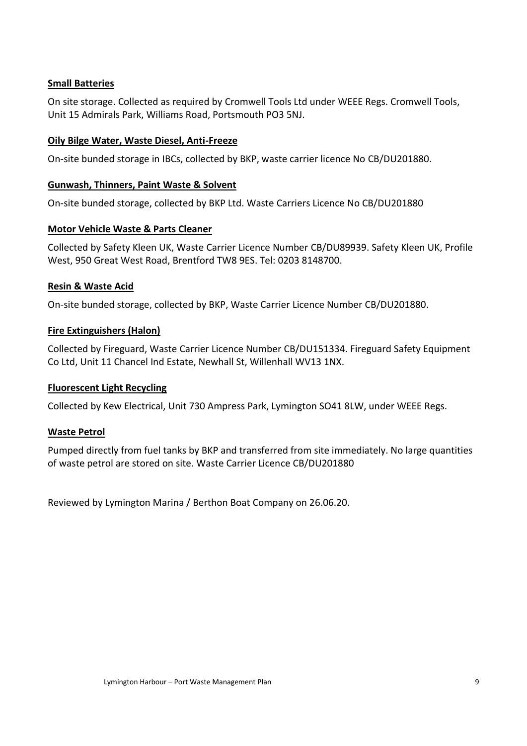**Small Batteries**

On site storage. Collected as required by Cromwell Tools Ltd under WEEE Regs. Cromwell Tools, Unit 15 Admirals Park, Williams Road, Portsmouth PO3 5NJ.

**Oily Bilge Water, Waste Diesel, Anti-Freeze**

On-site bunded storage in IBCs, collected by BKP, waste carrier licence No CB/DU201880.

**Gunwash, Thinners, Paint Waste & Solvent**

On-site bunded storage, collected by BKP Ltd. Waste Carriers Licence No CB/DU201880

**Motor Vehicle Waste & Parts Cleaner**

Collected by Safety Kleen UK, Waste Carrier Licence Number CB/DU89939. Safety Kleen UK, Profile West, 950 Great West Road, Brentford TW8 9ES. Tel: 0203 8148700.

**Resin & Waste Acid**

On-site bunded storage, collected by BKP, Waste Carrier Licence Number CB/DU201880.

**Fire Extinguishers (Halon)**

Collected by Fireguard, Waste Carrier Licence Number CB/DU151334. Fireguard Safety Equipment Co Ltd, Unit 11 Chancel Ind Estate, Newhall St, Willenhall WV13 1NX.

**Fluorescent Light Recycling**

Collected by Kew Electrical, Unit 730 Ampress Park, Lymington SO41 8LW, under WEEE Regs.

**Waste Petrol**

Pumped directly from fuel tanks by BKP and transferred from site immediately. No large quantities of waste petrol are stored on site. Waste Carrier Licence CB/DU201880

Reviewed by Lymington Marina / Berthon Boat Company on 26.06.20.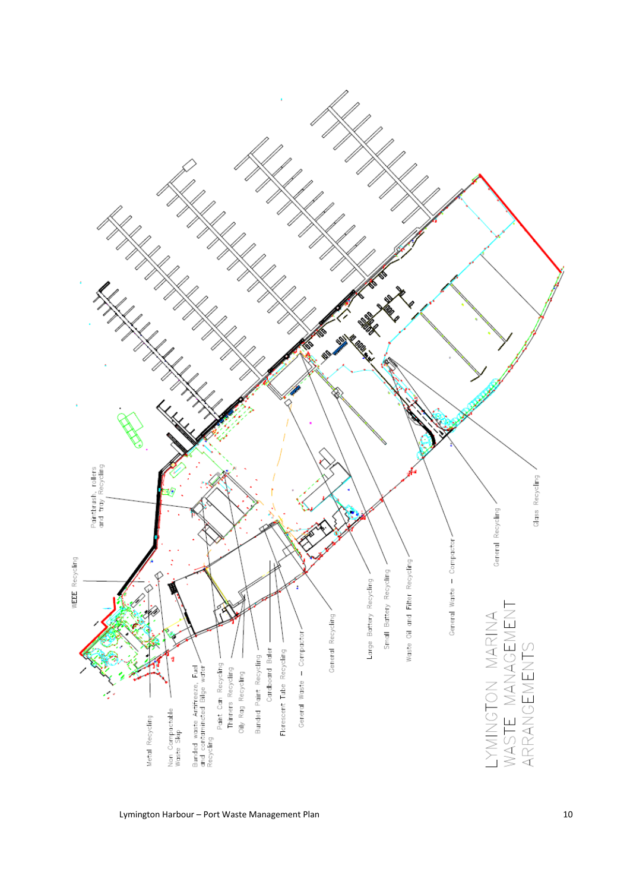LYMINGTON MARINA
WASTE MANAGEMENT
ARRANGEMENTS

Paintbrush, rollers and tray Recycling

WEEE Recycling

Metal Recycling

Non Compactable Waste Skip

Bunded waste Antifreeze, Fuel and contaminated Bilge water Recycling

Paint Can Recycling

Thinners Recycling

Oily Rag Recycling

Bunded Paint Recycling

Cardboard Baler

Florescent Tube Recycling

General Waste – Compactor

General Recycling

Large Battery Recycling

Small Battery Recycling

Waste Oil and Filter Recycling

General Waste – Compactor

General Recycling

Glass Recycling